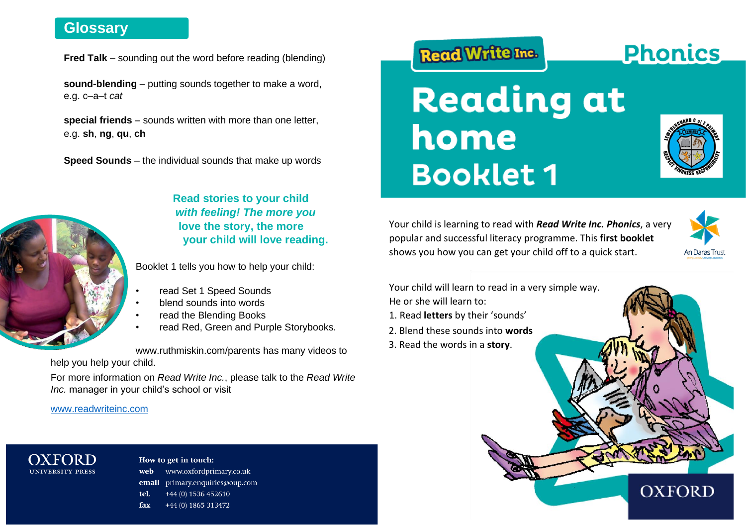## Glossary

**Fred Talk** – sounding out the word before reading (blending)

**sound-blending** – putting sounds together to make a word, e.g. c–a–t *cat*

**special friends** – sounds written with more than one letter, e.g. **sh**, **ng**, **qu**, **ch**

**Speed Sounds** – the individual sounds that make up words

**Read stories to your child *with feeling! The more you* love the story, the more your child will love reading.**

Booklet 1 tells you how to help your child:

- read Set 1 Speed Sounds
- blend sounds into words
- read the Blending Books
- read Red, Green and Purple Storybooks.

www.ruthmiskin.com/parents has many videos to help you help your child.

For more information on *Read Write Inc.*, please talk to the *Read Write Inc.* manager in your child's school or visit

www.readwriteinc.com

OXFORD UNIVERSITY PRESS

**How to get in touch:**

**web** www.oxfordprimary.co.uk
**email** primary.enquiries@oup.com
**tel.** +44 (0) 1536 452610
**fax** +44 (0) 1865 313472

Read Write Inc.

Phonics

# Reading at home Booklet 1

Your child is learning to read with ***Read Write Inc. Phonics***, a very popular and successful literacy programme. This **first booklet** shows you how you can get your child off to a quick start.

An Daras Trust

Your child will learn to read in a very simple way. He or she will learn to:

1. Read **letters** by their 'sounds'
2. Blend these sounds into **words**
3. Read the words in a **story**.

OXFORD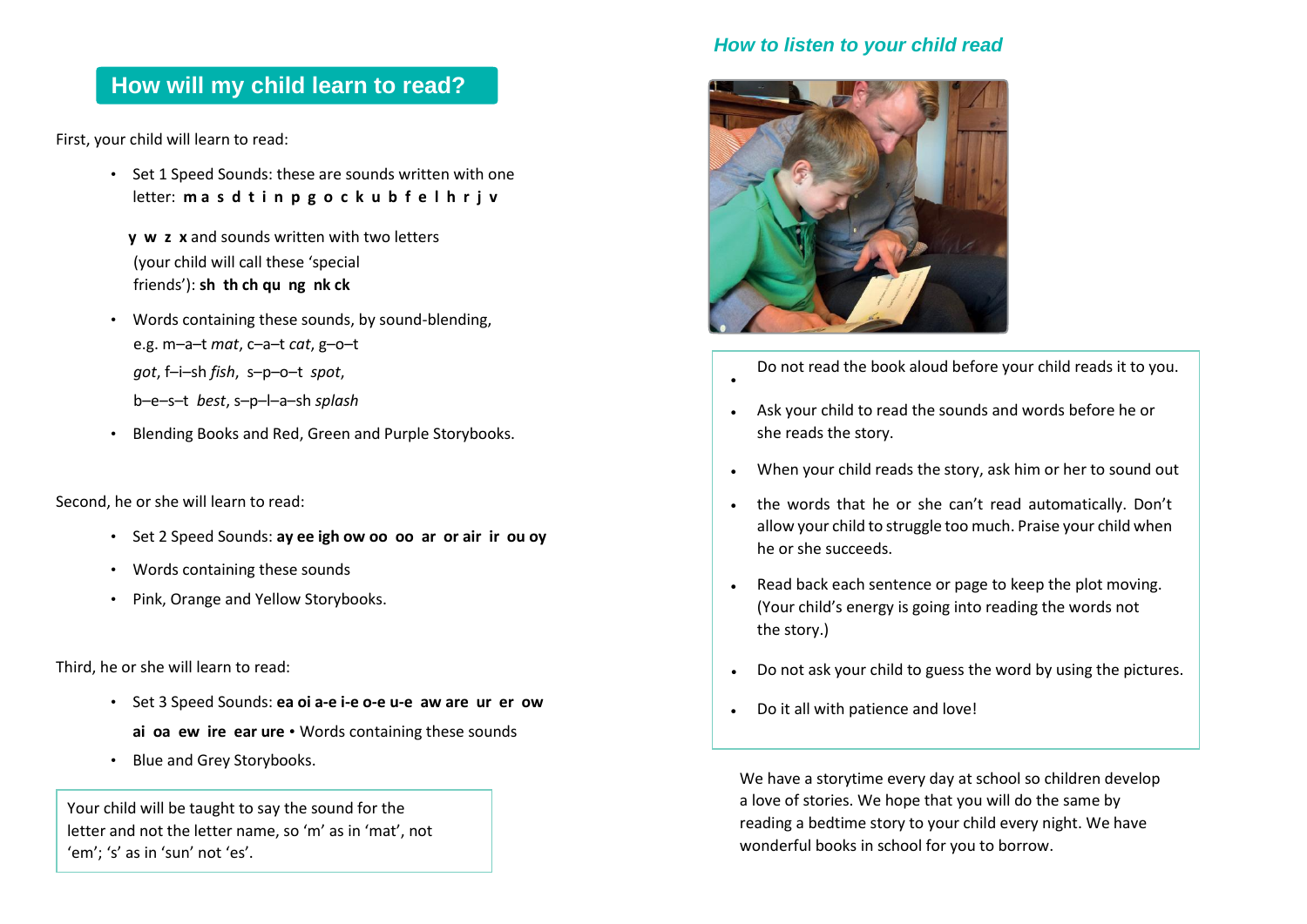## How will my child learn to read?

First, your child will learn to read:

- Set 1 Speed Sounds: these are sounds written with one letter: **m a s d t i n p g o c k u b f e l h r j v y w z x** and sounds written with two letters (your child will call these 'special friends'): **sh th ch qu ng nk ck**
- Words containing these sounds, by sound-blending, e.g. m–a–t *mat*, c–a–t *cat*, g–o–t *got*, f–i–sh *fish*, s–p–o–t *spot*, b–e–s–t *best*, s–p–l–a–sh *splash*
- Blending Books and Red, Green and Purple Storybooks.

Second, he or she will learn to read:

- Set 2 Speed Sounds: **ay ee igh ow oo oo ar or air ir ou oy**
- Words containing these sounds
- Pink, Orange and Yellow Storybooks.

Third, he or she will learn to read:

- Set 3 Speed Sounds: **ea oi a-e i-e o-e u-e aw are ur er ow ai oa ew ire ear ure**
- Words containing these sounds
- Blue and Grey Storybooks.

Your child will be taught to say the sound for the letter and not the letter name, so 'm' as in 'mat', not 'em'; 's' as in 'sun' not 'es'.

### *How to listen to your child read*

- Do not read the book aloud before your child reads it to you.
- Ask your child to read the sounds and words before he or she reads the story.
- When your child reads the story, ask him or her to sound out the words that he or she can't read automatically. Don't allow your child to struggle too much. Praise your child when he or she succeeds.
- Read back each sentence or page to keep the plot moving. (Your child's energy is going into reading the words not the story.)
- Do not ask your child to guess the word by using the pictures.
- Do it all with patience and love!

We have a storytime every day at school so children develop a love of stories. We hope that you will do the same by reading a bedtime story to your child every night. We have wonderful books in school for you to borrow.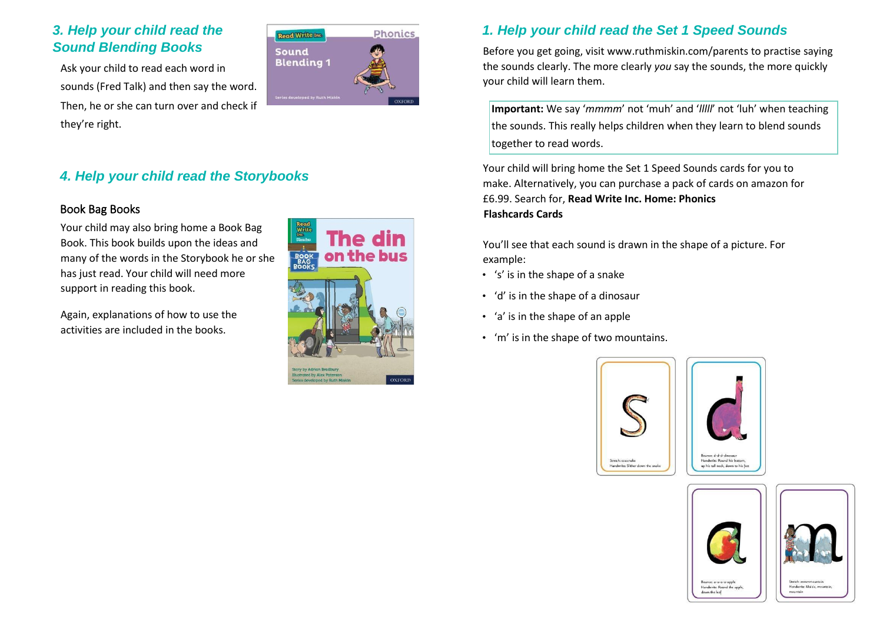### 3. Help your child read the Sound Blending Books

Ask your child to read each word in sounds (Fred Talk) and then say the word. Then, he or she can turn over and check if they're right.

### 4. Help your child read the Storybooks

#### Book Bag Books

Your child may also bring home a Book Bag Book. This book builds upon the ideas and many of the words in the Storybook he or she has just read. Your child will need more support in reading this book.

Again, explanations of how to use the activities are included in the books.

### 1. Help your child read the Set 1 Speed Sounds

Before you get going, visit www.ruthmiskin.com/parents to practise saying the sounds clearly. The more clearly *you* say the sounds, the more quickly your child will learn them.

**Important:** We say '*mmmm*' not 'muh' and '*lllll*' not 'luh' when teaching the sounds. This really helps children when they learn to blend sounds together to read words.

Your child will bring home the Set 1 Speed Sounds cards for you to make. Alternatively, you can purchase a pack of cards on amazon for £6.99. Search for, **Read Write Inc. Home: Phonics Flashcards Cards**

You'll see that each sound is drawn in the shape of a picture. For example:

- 's' is in the shape of a snake
- 'd' is in the shape of a dinosaur
- 'a' is in the shape of an apple
- 'm' is in the shape of two mountains.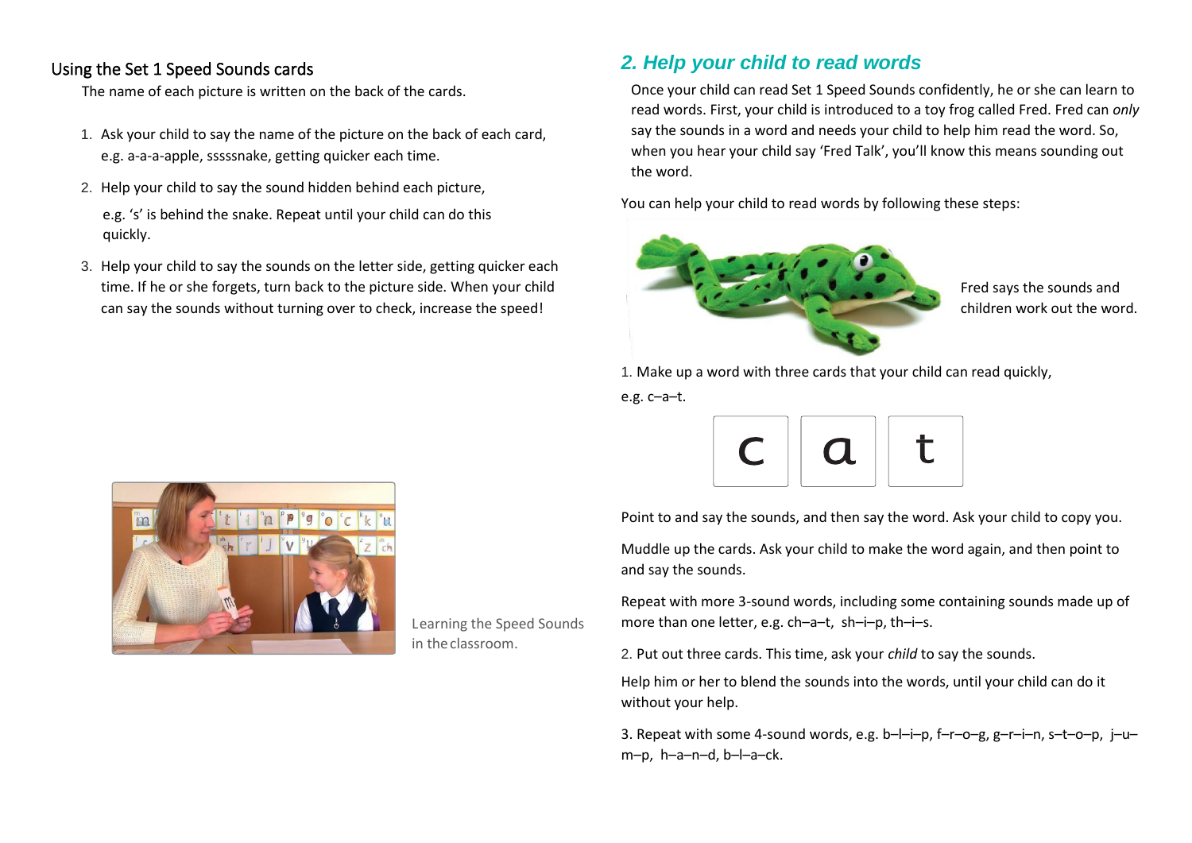## Using the Set 1 Speed Sounds cards

The name of each picture is written on the back of the cards.

1. Ask your child to say the name of the picture on the back of each card, e.g. a-a-a-apple, sssssnake, getting quicker each time.
2. Help your child to say the sound hidden behind each picture, e.g. 's' is behind the snake. Repeat until your child can do this quickly.
3. Help your child to say the sounds on the letter side, getting quicker each time. If he or she forgets, turn back to the picture side. When your child can say the sounds without turning over to check, increase the speed!

Learning the Speed Sounds in the classroom.

## *2. Help your child to read words*

Once your child can read Set 1 Speed Sounds confidently, he or she can learn to read words. First, your child is introduced to a toy frog called Fred. Fred can *only* say the sounds in a word and needs your child to help him read the word. So, when you hear your child say 'Fred Talk', you'll know this means sounding out the word.

You can help your child to read words by following these steps:

Fred says the sounds and children work out the word.

1. Make up a word with three cards that your child can read quickly, e.g. c–a–t.

c a t

Point to and say the sounds, and then say the word. Ask your child to copy you.

Muddle up the cards. Ask your child to make the word again, and then point to and say the sounds.

Repeat with more 3-sound words, including some containing sounds made up of more than one letter, e.g. ch–a–t, sh–i–p, th–i–s.

2. Put out three cards. This time, ask your *child* to say the sounds.

Help him or her to blend the sounds into the words, until your child can do it without your help.

3. Repeat with some 4-sound words, e.g. b–l–i–p, f–r–o–g, g–r–i–n, s–t–o–p, j–u–m–p, h–a–n–d, b–l–a–ck.